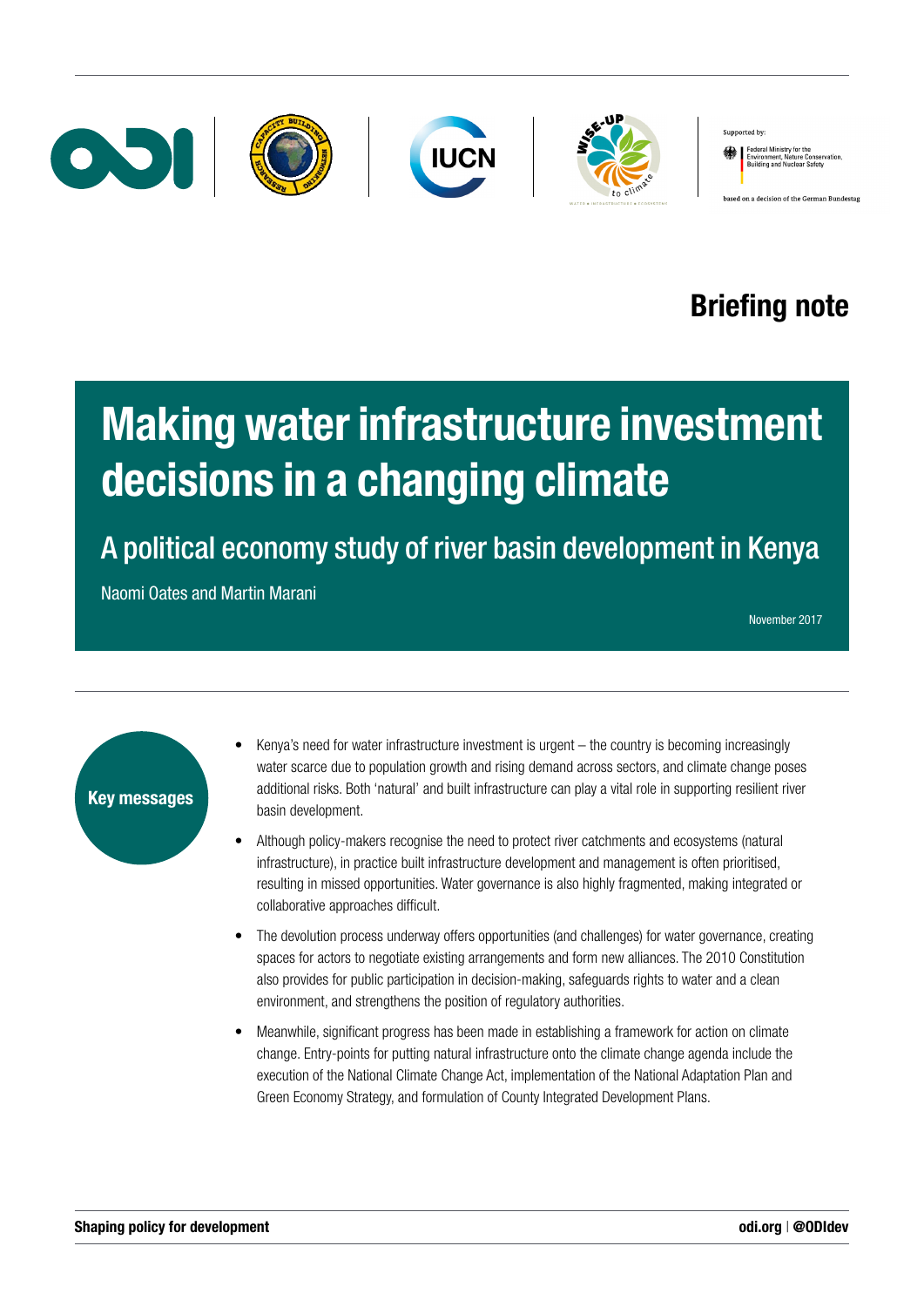Supported by: Federal Ministry for the Environment, Nature Conservation, Building and Nuclear Safety

based on a decision of the German Bundestag

**Briefing note**

# Making water infrastructure investment decisions in a changing climate

## A political economy study of river basin development in Kenya

Naomi Oates and Martin Marani

November 2017

### Key messages

- Kenya's need for water infrastructure investment is urgent – the country is becoming increasingly water scarce due to population growth and rising demand across sectors, and climate change poses additional risks. Both 'natural' and built infrastructure can play a vital role in supporting resilient river basin development.
- Although policy-makers recognise the need to protect river catchments and ecosystems (natural infrastructure), in practice built infrastructure development and management is often prioritised, resulting in missed opportunities. Water governance is also highly fragmented, making integrated or collaborative approaches difficult.
- The devolution process underway offers opportunities (and challenges) for water governance, creating spaces for actors to negotiate existing arrangements and form new alliances. The 2010 Constitution also provides for public participation in decision-making, safeguards rights to water and a clean environment, and strengthens the position of regulatory authorities.
- Meanwhile, significant progress has been made in establishing a framework for action on climate change. Entry-points for putting natural infrastructure onto the climate change agenda include the execution of the National Climate Change Act, implementation of the National Adaptation Plan and Green Economy Strategy, and formulation of County Integrated Development Plans.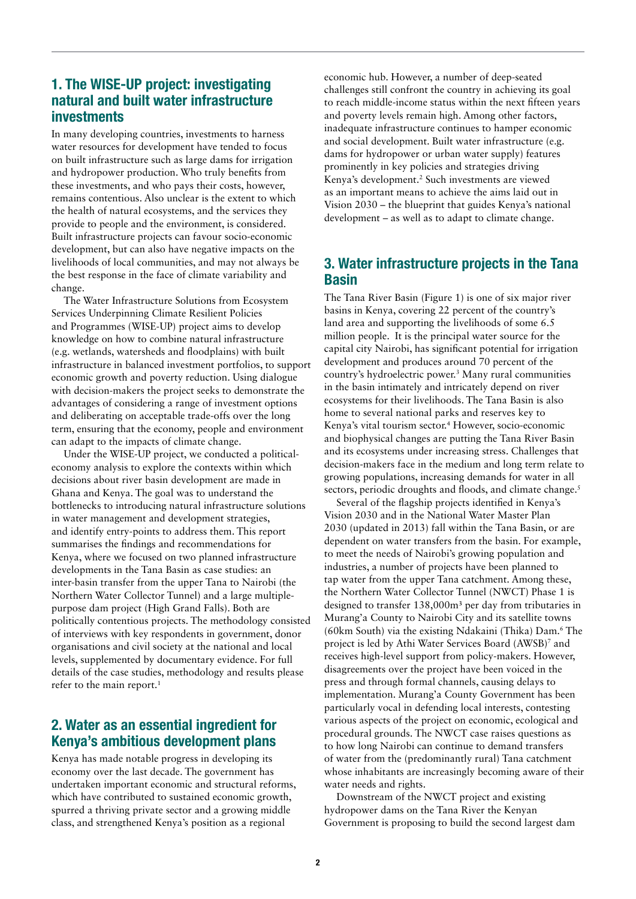## 1. The WISE-UP project: investigating natural and built water infrastructure investments

In many developing countries, investments to harness water resources for development have tended to focus on built infrastructure such as large dams for irrigation and hydropower production. Who truly benefits from these investments, and who pays their costs, however, remains contentious. Also unclear is the extent to which the health of natural ecosystems, and the services they provide to people and the environment, is considered. Built infrastructure projects can favour socio-economic development, but can also have negative impacts on the livelihoods of local communities, and may not always be the best response in the face of climate variability and change.

The Water Infrastructure Solutions from Ecosystem Services Underpinning Climate Resilient Policies and Programmes (WISE-UP) project aims to develop knowledge on how to combine natural infrastructure (e.g. wetlands, watersheds and floodplains) with built infrastructure in balanced investment portfolios, to support economic growth and poverty reduction. Using dialogue with decision-makers the project seeks to demonstrate the advantages of considering a range of investment options and deliberating on acceptable trade-offs over the long term, ensuring that the economy, people and environment can adapt to the impacts of climate change.

Under the WISE-UP project, we conducted a political-economy analysis to explore the contexts within which decisions about river basin development are made in Ghana and Kenya. The goal was to understand the bottlenecks to introducing natural infrastructure solutions in water management and development strategies, and identify entry-points to address them. This report summarises the findings and recommendations for Kenya, where we focused on two planned infrastructure developments in the Tana Basin as case studies: an inter-basin transfer from the upper Tana to Nairobi (the Northern Water Collector Tunnel) and a large multiple-purpose dam project (High Grand Falls). Both are politically contentious projects. The methodology consisted of interviews with key respondents in government, donor organisations and civil society at the national and local levels, supplemented by documentary evidence. For full details of the case studies, methodology and results please refer to the main report.[1]

## 2. Water as an essential ingredient for Kenya's ambitious development plans

Kenya has made notable progress in developing its economy over the last decade. The government has undertaken important economic and structural reforms, which have contributed to sustained economic growth, spurred a thriving private sector and a growing middle class, and strengthened Kenya's position as a regional economic hub. However, a number of deep-seated challenges still confront the country in achieving its goal to reach middle-income status within the next fifteen years and poverty levels remain high. Among other factors, inadequate infrastructure continues to hamper economic and social development. Built water infrastructure (e.g. dams for hydropower or urban water supply) features prominently in key policies and strategies driving Kenya's development.[2] Such investments are viewed as an important means to achieve the aims laid out in Vision 2030 – the blueprint that guides Kenya's national development – as well as to adapt to climate change.

## 3. Water infrastructure projects in the Tana Basin

The Tana River Basin (Figure 1) is one of six major river basins in Kenya, covering 22 percent of the country's land area and supporting the livelihoods of some 6.5 million people. It is the principal water source for the capital city Nairobi, has significant potential for irrigation development and produces around 70 percent of the country's hydroelectric power.[3] Many rural communities in the basin intimately and intricately depend on river ecosystems for their livelihoods. The Tana Basin is also home to several national parks and reserves key to Kenya's vital tourism sector.[4] However, socio-economic and biophysical changes are putting the Tana River Basin and its ecosystems under increasing stress. Challenges that decision-makers face in the medium and long term relate to growing populations, increasing demands for water in all sectors, periodic droughts and floods, and climate change.[5]

Several of the flagship projects identified in Kenya's Vision 2030 and in the National Water Master Plan 2030 (updated in 2013) fall within the Tana Basin, or are dependent on water transfers from the basin. For example, to meet the needs of Nairobi's growing population and industries, a number of projects have been planned to tap water from the upper Tana catchment. Among these, the Northern Water Collector Tunnel (NWCT) Phase 1 is designed to transfer 138,000m³ per day from tributaries in Murang'a County to Nairobi City and its satellite towns (60km South) via the existing Ndakaini (Thika) Dam.[6] The project is led by Athi Water Services Board (AWSB)[7] and receives high-level support from policy-makers. However, disagreements over the project have been voiced in the press and through formal channels, causing delays to implementation. Murang'a County Government has been particularly vocal in defending local interests, contesting various aspects of the project on economic, ecological and procedural grounds. The NWCT case raises questions as to how long Nairobi can continue to demand transfers of water from the (predominantly rural) Tana catchment whose inhabitants are increasingly becoming aware of their water needs and rights.

Downstream of the NWCT project and existing hydropower dams on the Tana River the Kenyan Government is proposing to build the second largest dam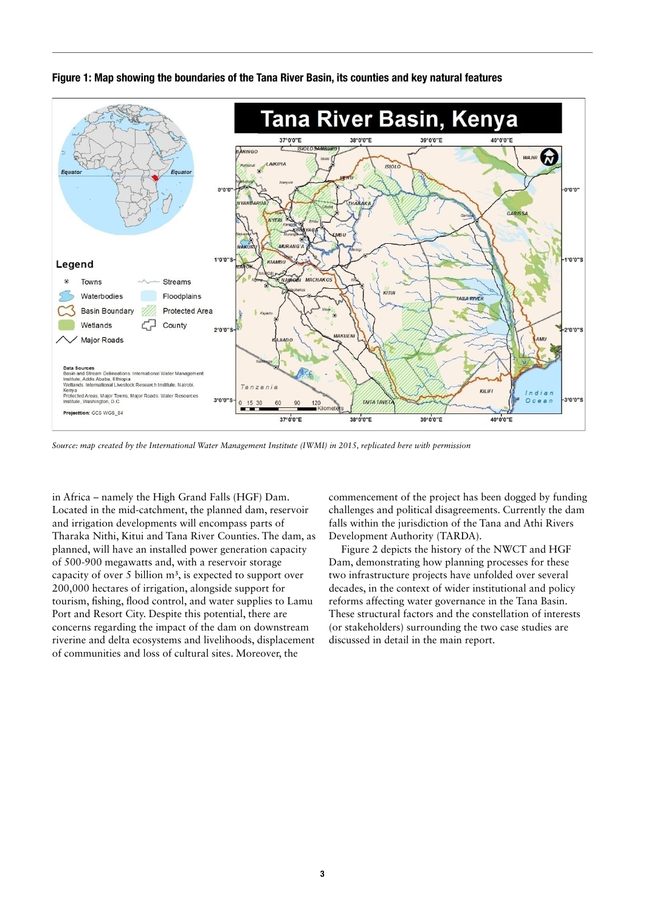**Figure 1: Map showing the boundaries of the Tana River Basin, its counties and key natural features**

*Source: map created by the International Water Management Institute (IWMI) in 2015, replicated here with permission*

in Africa – namely the High Grand Falls (HGF) Dam. Located in the mid-catchment, the planned dam, reservoir and irrigation developments will encompass parts of Tharaka Nithi, Kitui and Tana River Counties. The dam, as planned, will have an installed power generation capacity of 500-900 megawatts and, with a reservoir storage capacity of over 5 billion m³, is expected to support over 200,000 hectares of irrigation, alongside support for tourism, fishing, flood control, and water supplies to Lamu Port and Resort City. Despite this potential, there are concerns regarding the impact of the dam on downstream riverine and delta ecosystems and livelihoods, displacement of communities and loss of cultural sites. Moreover, the commencement of the project has been dogged by funding challenges and political disagreements. Currently the dam falls within the jurisdiction of the Tana and Athi Rivers Development Authority (TARDA).

Figure 2 depicts the history of the NWCT and HGF Dam, demonstrating how planning processes for these two infrastructure projects have unfolded over several decades, in the context of wider institutional and policy reforms affecting water governance in the Tana Basin. These structural factors and the constellation of interests (or stakeholders) surrounding the two case studies are discussed in detail in the main report.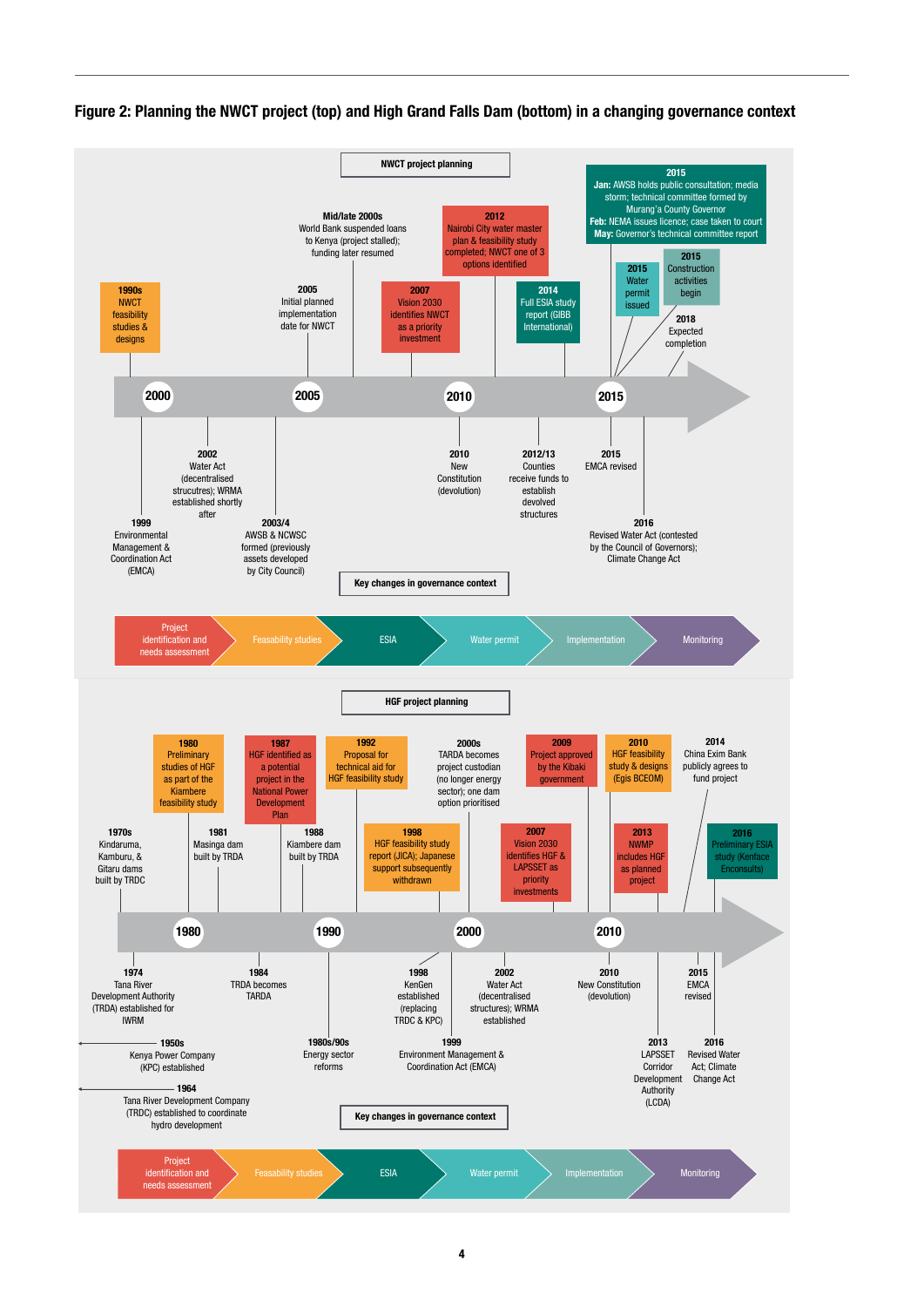## Figure 2: Planning the NWCT project (top) and High Grand Falls Dam (bottom) in a changing governance context

### NWCT project planning

- **1990s** NWCT feasibility studies & designs
- **2005** Initial planned implementation date for NWCT
- **Mid/late 2000s** World Bank suspended loans to Kenya (project stalled); funding later resumed
- **2007** Vision 2030 identifies NWCT as a priority investment
- **2012** Nairobi City water master plan & feasibility study completed; NWCT one of 3 options identified
- **2014** Full ESIA study report (GIBB International)
- **2015** Water permit issued
- **2015** Construction activities begin
- **2015** **Jan:** AWSB holds public consultation; media storm; technical committee formed by Murang'a County Governor **Feb:** NEMA issues licence; case taken to court **May:** Governor's technical committee report
- **2018** Expected completion

2000 — 2005 — 2010 — 2015

**Key changes in governance context**

- **1999** Environmental Management & Coordination Act (EMCA)
- **2002** Water Act (decentralised strucutres); WRMA established shortly after
- **2003/4** AWSB & NCWSC formed (previously assets developed by City Council)
- **2010** New Constitution (devolution)
- **2012/13** Counties receive funds to establish devolved structures
- **2015** EMCA revised
- **2016** Revised Water Act (contested by the Council of Governors); Climate Change Act

Project identification and needs assessment → Feasability studies → ESIA → Water permit → Implementation → Monitoring

### HGF project planning

- **1970s** Kindaruma, Kamburu, & Gitaru dams built by TRDC
- **1980** Preliminary studies of HGF as part of the Kiambere feasibility study
- **1981** Masinga dam built by TRDA
- **1987** HGF identified as a potential project in the National Power Development Plan
- **1988** Kiambere dam built by TRDA
- **1992** Proposal for technical aid for HGF feasibility study
- **1998** HGF feasibility study report (JICA); Japanese support subsequently withdrawn
- **2000s** TARDA becomes project custodian (no longer energy sector); one dam option prioritised
- **2007** Vision 2030 identifies HGF & LAPSSET as priority investments
- **2009** Project approved by the Kibaki government
- **2010** HGF feasibility study & designs (Egis BCEOM)
- **2013** NWMP includes HGF as planned project
- **2014** China Exim Bank publicly agrees to fund project
- **2016** Preliminary ESIA study (Kenface Enconsults)

1980 — 1990 — 2000 — 2010

**Key changes in governance context**

- **1950s** Kenya Power Company (KPC) established
- **1964** Tana River Development Company (TRDC) established to coordinate hydro development
- **1974** Tana River Development Authority (TRDA) established for IWRM
- **1984** TRDA becomes TARDA
- **1980s/90s** Energy sector reforms
- **1998** KenGen established (replacing TRDC & KPC)
- **1999** Environment Management & Coordination Act (EMCA)
- **2002** Water Act (decentralised structures); WRMA established
- **2010** New Constitution (devolution)
- **2013** LAPSSET Corridor Development Authority (LCDA)
- **2015** EMCA revised
- **2016** Revised Water Act; Climate Change Act

Project identification and needs assessment → Feasability studies → ESIA → Water permit → Implementation → Monitoring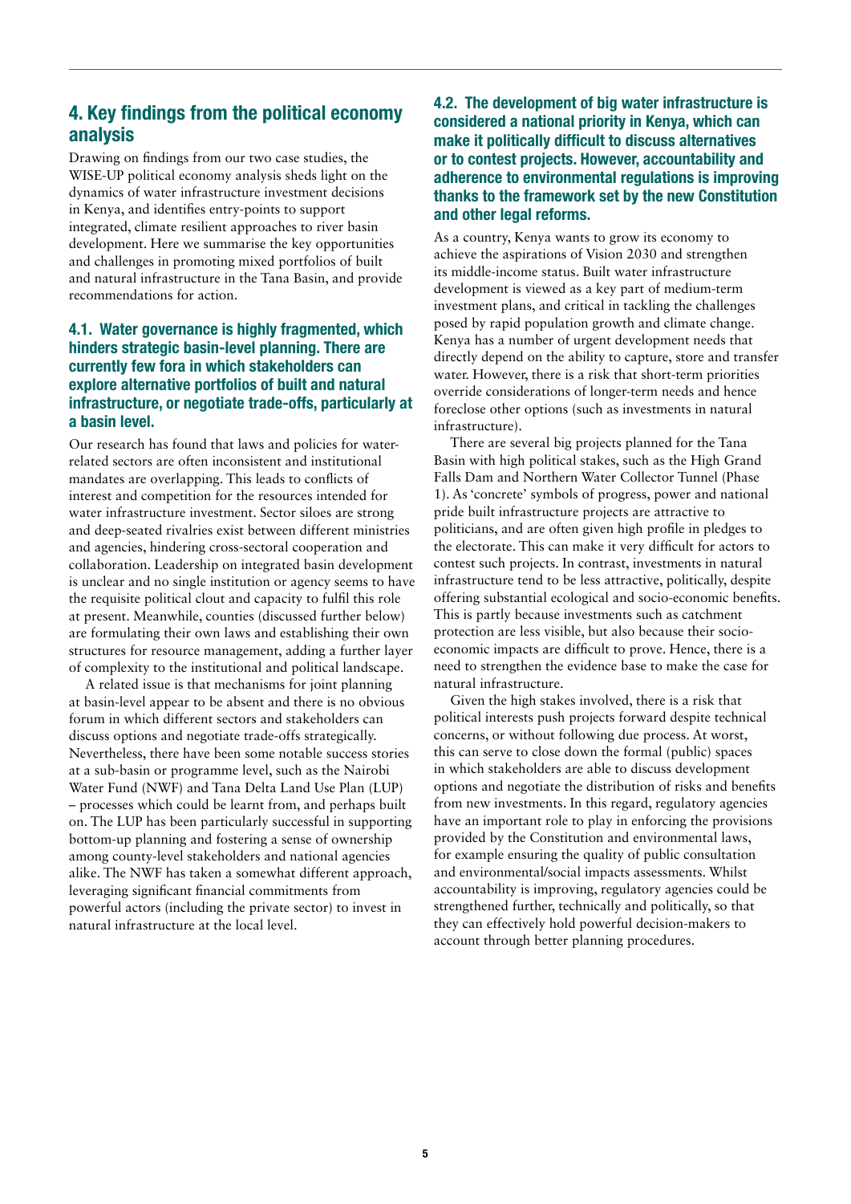## 4. Key findings from the political economy analysis

Drawing on findings from our two case studies, the WISE-UP political economy analysis sheds light on the dynamics of water infrastructure investment decisions in Kenya, and identifies entry-points to support integrated, climate resilient approaches to river basin development. Here we summarise the key opportunities and challenges in promoting mixed portfolios of built and natural infrastructure in the Tana Basin, and provide recommendations for action.

### 4.1. Water governance is highly fragmented, which hinders strategic basin-level planning. There are currently few fora in which stakeholders can explore alternative portfolios of built and natural infrastructure, or negotiate trade-offs, particularly at a basin level.

Our research has found that laws and policies for water-related sectors are often inconsistent and institutional mandates are overlapping. This leads to conflicts of interest and competition for the resources intended for water infrastructure investment. Sector siloes are strong and deep-seated rivalries exist between different ministries and agencies, hindering cross-sectoral cooperation and collaboration. Leadership on integrated basin development is unclear and no single institution or agency seems to have the requisite political clout and capacity to fulfil this role at present. Meanwhile, counties (discussed further below) are formulating their own laws and establishing their own structures for resource management, adding a further layer of complexity to the institutional and political landscape.

A related issue is that mechanisms for joint planning at basin-level appear to be absent and there is no obvious forum in which different sectors and stakeholders can discuss options and negotiate trade-offs strategically. Nevertheless, there have been some notable success stories at a sub-basin or programme level, such as the Nairobi Water Fund (NWF) and Tana Delta Land Use Plan (LUP) – processes which could be learnt from, and perhaps built on. The LUP has been particularly successful in supporting bottom-up planning and fostering a sense of ownership among county-level stakeholders and national agencies alike. The NWF has taken a somewhat different approach, leveraging significant financial commitments from powerful actors (including the private sector) to invest in natural infrastructure at the local level.

### 4.2. The development of big water infrastructure is considered a national priority in Kenya, which can make it politically difficult to discuss alternatives or to contest projects. However, accountability and adherence to environmental regulations is improving thanks to the framework set by the new Constitution and other legal reforms.

As a country, Kenya wants to grow its economy to achieve the aspirations of Vision 2030 and strengthen its middle-income status. Built water infrastructure development is viewed as a key part of medium-term investment plans, and critical in tackling the challenges posed by rapid population growth and climate change. Kenya has a number of urgent development needs that directly depend on the ability to capture, store and transfer water. However, there is a risk that short-term priorities override considerations of longer-term needs and hence foreclose other options (such as investments in natural infrastructure).

There are several big projects planned for the Tana Basin with high political stakes, such as the High Grand Falls Dam and Northern Water Collector Tunnel (Phase 1). As 'concrete' symbols of progress, power and national pride built infrastructure projects are attractive to politicians, and are often given high profile in pledges to the electorate. This can make it very difficult for actors to contest such projects. In contrast, investments in natural infrastructure tend to be less attractive, politically, despite offering substantial ecological and socio-economic benefits. This is partly because investments such as catchment protection are less visible, but also because their socio-economic impacts are difficult to prove. Hence, there is a need to strengthen the evidence base to make the case for natural infrastructure.

Given the high stakes involved, there is a risk that political interests push projects forward despite technical concerns, or without following due process. At worst, this can serve to close down the formal (public) spaces in which stakeholders are able to discuss development options and negotiate the distribution of risks and benefits from new investments. In this regard, regulatory agencies have an important role to play in enforcing the provisions provided by the Constitution and environmental laws, for example ensuring the quality of public consultation and environmental/social impacts assessments. Whilst accountability is improving, regulatory agencies could be strengthened further, technically and politically, so that they can effectively hold powerful decision-makers to account through better planning procedures.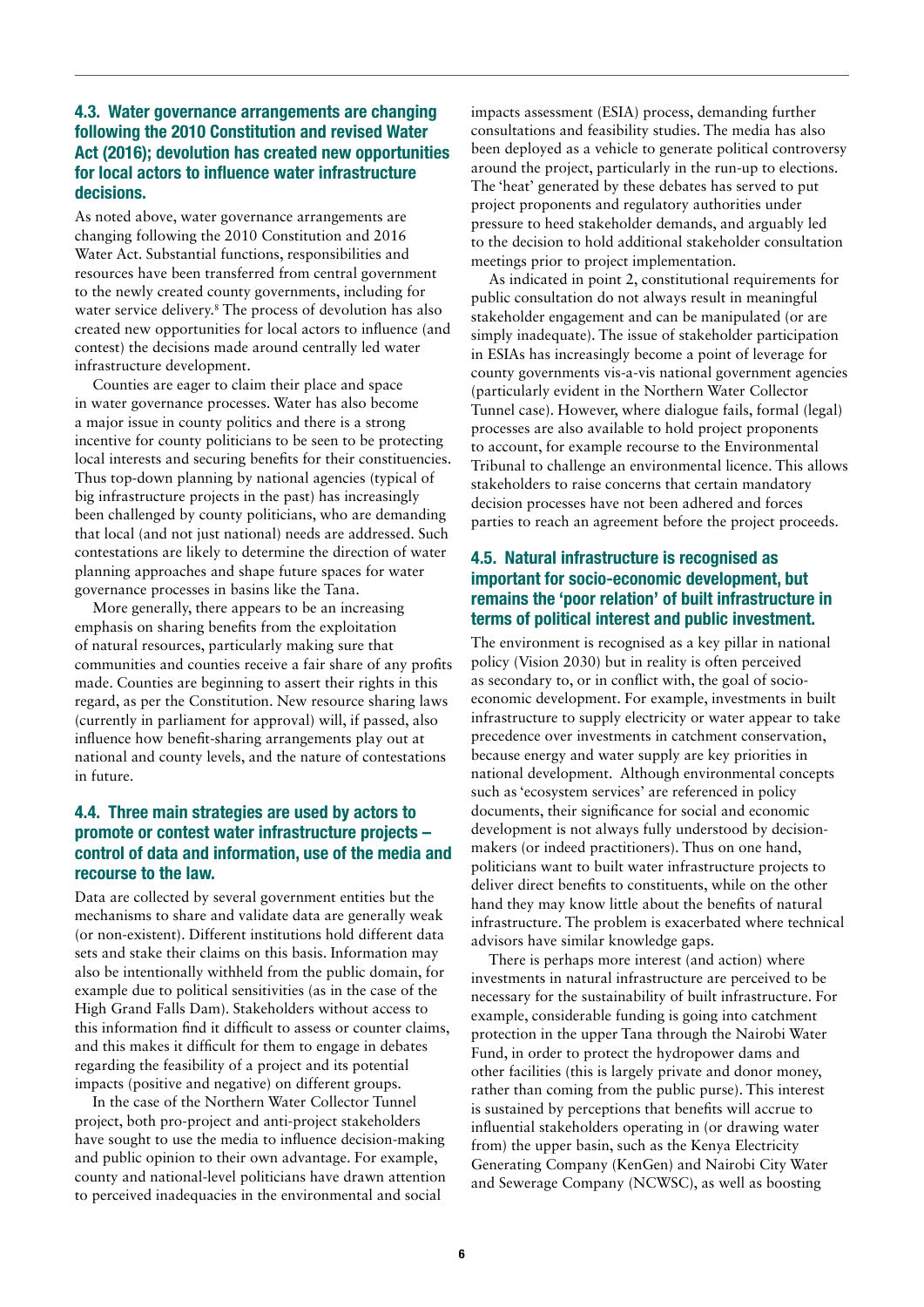### 4.3. Water governance arrangements are changing following the 2010 Constitution and revised Water Act (2016); devolution has created new opportunities for local actors to influence water infrastructure decisions.

As noted above, water governance arrangements are changing following the 2010 Constitution and 2016 Water Act. Substantial functions, responsibilities and resources have been transferred from central government to the newly created county governments, including for water service delivery.[8] The process of devolution has also created new opportunities for local actors to influence (and contest) the decisions made around centrally led water infrastructure development.

Counties are eager to claim their place and space in water governance processes. Water has also become a major issue in county politics and there is a strong incentive for county politicians to be seen to be protecting local interests and securing benefits for their constituencies. Thus top-down planning by national agencies (typical of big infrastructure projects in the past) has increasingly been challenged by county politicians, who are demanding that local (and not just national) needs are addressed. Such contestations are likely to determine the direction of water planning approaches and shape future spaces for water governance processes in basins like the Tana.

More generally, there appears to be an increasing emphasis on sharing benefits from the exploitation of natural resources, particularly making sure that communities and counties receive a fair share of any profits made. Counties are beginning to assert their rights in this regard, as per the Constitution. New resource sharing laws (currently in parliament for approval) will, if passed, also influence how benefit-sharing arrangements play out at national and county levels, and the nature of contestations in future.

### 4.4. Three main strategies are used by actors to promote or contest water infrastructure projects – control of data and information, use of the media and recourse to the law.

Data are collected by several government entities but the mechanisms to share and validate data are generally weak (or non-existent). Different institutions hold different data sets and stake their claims on this basis. Information may also be intentionally withheld from the public domain, for example due to political sensitivities (as in the case of the High Grand Falls Dam). Stakeholders without access to this information find it difficult to assess or counter claims, and this makes it difficult for them to engage in debates regarding the feasibility of a project and its potential impacts (positive and negative) on different groups.

In the case of the Northern Water Collector Tunnel project, both pro-project and anti-project stakeholders have sought to use the media to influence decision-making and public opinion to their own advantage. For example, county and national-level politicians have drawn attention to perceived inadequacies in the environmental and social impacts assessment (ESIA) process, demanding further consultations and feasibility studies. The media has also been deployed as a vehicle to generate political controversy around the project, particularly in the run-up to elections. The 'heat' generated by these debates has served to put project proponents and regulatory authorities under pressure to heed stakeholder demands, and arguably led to the decision to hold additional stakeholder consultation meetings prior to project implementation.

As indicated in point 2, constitutional requirements for public consultation do not always result in meaningful stakeholder engagement and can be manipulated (or are simply inadequate). The issue of stakeholder participation in ESIAs has increasingly become a point of leverage for county governments vis-a-vis national government agencies (particularly evident in the Northern Water Collector Tunnel case). However, where dialogue fails, formal (legal) processes are also available to hold project proponents to account, for example recourse to the Environmental Tribunal to challenge an environmental licence. This allows stakeholders to raise concerns that certain mandatory decision processes have not been adhered and forces parties to reach an agreement before the project proceeds.

### 4.5. Natural infrastructure is recognised as important for socio-economic development, but remains the 'poor relation' of built infrastructure in terms of political interest and public investment.

The environment is recognised as a key pillar in national policy (Vision 2030) but in reality is often perceived as secondary to, or in conflict with, the goal of socio-economic development. For example, investments in built infrastructure to supply electricity or water appear to take precedence over investments in catchment conservation, because energy and water supply are key priorities in national development. Although environmental concepts such as 'ecosystem services' are referenced in policy documents, their significance for social and economic development is not always fully understood by decision-makers (or indeed practitioners). Thus on one hand, politicians want to built water infrastructure projects to deliver direct benefits to constituents, while on the other hand they may know little about the benefits of natural infrastructure. The problem is exacerbated where technical advisors have similar knowledge gaps.

There is perhaps more interest (and action) where investments in natural infrastructure are perceived to be necessary for the sustainability of built infrastructure. For example, considerable funding is going into catchment protection in the upper Tana through the Nairobi Water Fund, in order to protect the hydropower dams and other facilities (this is largely private and donor money, rather than coming from the public purse). This interest is sustained by perceptions that benefits will accrue to influential stakeholders operating in (or drawing water from) the upper basin, such as the Kenya Electricity Generating Company (KenGen) and Nairobi City Water and Sewerage Company (NCWSC), as well as boosting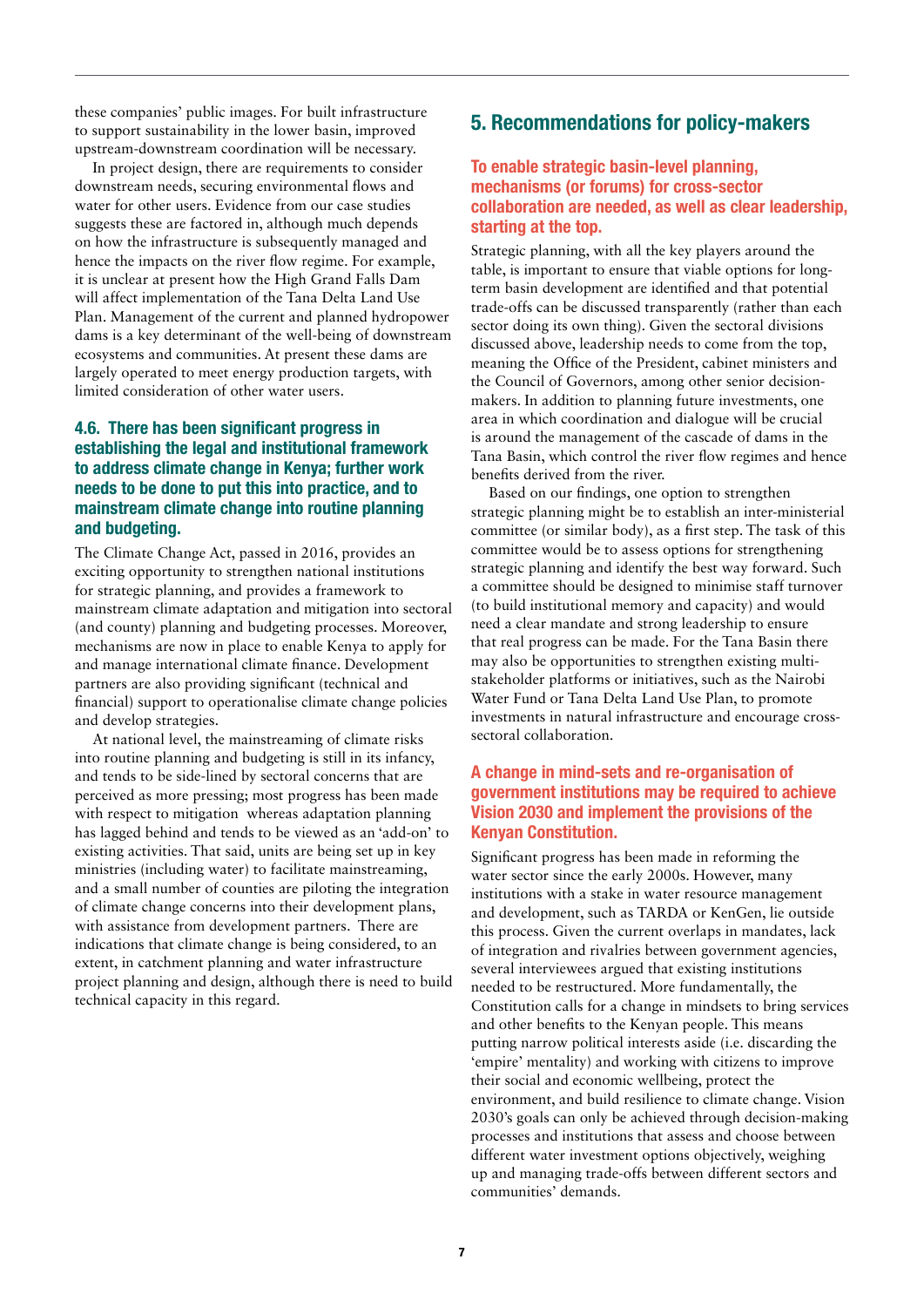these companies' public images. For built infrastructure to support sustainability in the lower basin, improved upstream-downstream coordination will be necessary.

In project design, there are requirements to consider downstream needs, securing environmental flows and water for other users. Evidence from our case studies suggests these are factored in, although much depends on how the infrastructure is subsequently managed and hence the impacts on the river flow regime. For example, it is unclear at present how the High Grand Falls Dam will affect implementation of the Tana Delta Land Use Plan. Management of the current and planned hydropower dams is a key determinant of the well-being of downstream ecosystems and communities. At present these dams are largely operated to meet energy production targets, with limited consideration of other water users.

### 4.6. There has been significant progress in establishing the legal and institutional framework to address climate change in Kenya; further work needs to be done to put this into practice, and to mainstream climate change into routine planning and budgeting.

The Climate Change Act, passed in 2016, provides an exciting opportunity to strengthen national institutions for strategic planning, and provides a framework to mainstream climate adaptation and mitigation into sectoral (and county) planning and budgeting processes. Moreover, mechanisms are now in place to enable Kenya to apply for and manage international climate finance. Development partners are also providing significant (technical and financial) support to operationalise climate change policies and develop strategies.

At national level, the mainstreaming of climate risks into routine planning and budgeting is still in its infancy, and tends to be side-lined by sectoral concerns that are perceived as more pressing; most progress has been made with respect to mitigation whereas adaptation planning has lagged behind and tends to be viewed as an 'add-on' to existing activities. That said, units are being set up in key ministries (including water) to facilitate mainstreaming, and a small number of counties are piloting the integration of climate change concerns into their development plans, with assistance from development partners. There are indications that climate change is being considered, to an extent, in catchment planning and water infrastructure project planning and design, although there is need to build technical capacity in this regard.

## 5. Recommendations for policy-makers

### To enable strategic basin-level planning, mechanisms (or forums) for cross-sector collaboration are needed, as well as clear leadership, starting at the top.

Strategic planning, with all the key players around the table, is important to ensure that viable options for long-term basin development are identified and that potential trade-offs can be discussed transparently (rather than each sector doing its own thing). Given the sectoral divisions discussed above, leadership needs to come from the top, meaning the Office of the President, cabinet ministers and the Council of Governors, among other senior decision-makers. In addition to planning future investments, one area in which coordination and dialogue will be crucial is around the management of the cascade of dams in the Tana Basin, which control the river flow regimes and hence benefits derived from the river.

Based on our findings, one option to strengthen strategic planning might be to establish an inter-ministerial committee (or similar body), as a first step. The task of this committee would be to assess options for strengthening strategic planning and identify the best way forward. Such a committee should be designed to minimise staff turnover (to build institutional memory and capacity) and would need a clear mandate and strong leadership to ensure that real progress can be made. For the Tana Basin there may also be opportunities to strengthen existing multi-stakeholder platforms or initiatives, such as the Nairobi Water Fund or Tana Delta Land Use Plan, to promote investments in natural infrastructure and encourage cross-sectoral collaboration.

### A change in mind-sets and re-organisation of government institutions may be required to achieve Vision 2030 and implement the provisions of the Kenyan Constitution.

Significant progress has been made in reforming the water sector since the early 2000s. However, many institutions with a stake in water resource management and development, such as TARDA or KenGen, lie outside this process. Given the current overlaps in mandates, lack of integration and rivalries between government agencies, several interviewees argued that existing institutions needed to be restructured. More fundamentally, the Constitution calls for a change in mindsets to bring services and other benefits to the Kenyan people. This means putting narrow political interests aside (i.e. discarding the 'empire' mentality) and working with citizens to improve their social and economic wellbeing, protect the environment, and build resilience to climate change. Vision 2030's goals can only be achieved through decision-making processes and institutions that assess and choose between different water investment options objectively, weighing up and managing trade-offs between different sectors and communities' demands.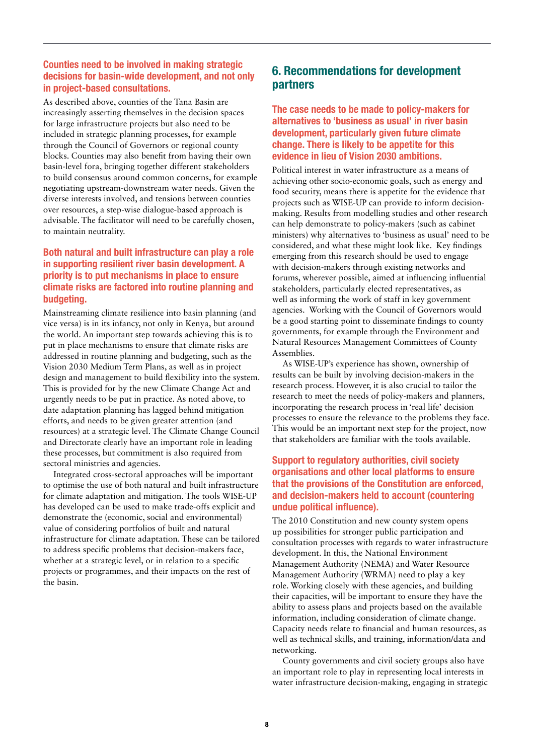### Counties need to be involved in making strategic decisions for basin-wide development, and not only in project-based consultations.

As described above, counties of the Tana Basin are increasingly asserting themselves in the decision spaces for large infrastructure projects but also need to be included in strategic planning processes, for example through the Council of Governors or regional county blocks. Counties may also benefit from having their own basin-level fora, bringing together different stakeholders to build consensus around common concerns, for example negotiating upstream-downstream water needs. Given the diverse interests involved, and tensions between counties over resources, a step-wise dialogue-based approach is advisable. The facilitator will need to be carefully chosen, to maintain neutrality.

### Both natural and built infrastructure can play a role in supporting resilient river basin development. A priority is to put mechanisms in place to ensure climate risks are factored into routine planning and budgeting.

Mainstreaming climate resilience into basin planning (and vice versa) is in its infancy, not only in Kenya, but around the world. An important step towards achieving this is to put in place mechanisms to ensure that climate risks are addressed in routine planning and budgeting, such as the Vision 2030 Medium Term Plans, as well as in project design and management to build flexibility into the system. This is provided for by the new Climate Change Act and urgently needs to be put in practice. As noted above, to date adaptation planning has lagged behind mitigation efforts, and needs to be given greater attention (and resources) at a strategic level. The Climate Change Council and Directorate clearly have an important role in leading these processes, but commitment is also required from sectoral ministries and agencies.

Integrated cross-sectoral approaches will be important to optimise the use of both natural and built infrastructure for climate adaptation and mitigation. The tools WISE-UP has developed can be used to make trade-offs explicit and demonstrate the (economic, social and environmental) value of considering portfolios of built and natural infrastructure for climate adaptation. These can be tailored to address specific problems that decision-makers face, whether at a strategic level, or in relation to a specific projects or programmes, and their impacts on the rest of the basin.

## 6. Recommendations for development partners

### The case needs to be made to policy-makers for alternatives to 'business as usual' in river basin development, particularly given future climate change. There is likely to be appetite for this evidence in lieu of Vision 2030 ambitions.

Political interest in water infrastructure as a means of achieving other socio-economic goals, such as energy and food security, means there is appetite for the evidence that projects such as WISE-UP can provide to inform decision-making. Results from modelling studies and other research can help demonstrate to policy-makers (such as cabinet ministers) why alternatives to 'business as usual' need to be considered, and what these might look like. Key findings emerging from this research should be used to engage with decision-makers through existing networks and forums, wherever possible, aimed at influencing influential stakeholders, particularly elected representatives, as well as informing the work of staff in key government agencies. Working with the Council of Governors would be a good starting point to disseminate findings to county governments, for example through the Environment and Natural Resources Management Committees of County Assemblies.

As WISE-UP's experience has shown, ownership of results can be built by involving decision-makers in the research process. However, it is also crucial to tailor the research to meet the needs of policy-makers and planners, incorporating the research process in 'real life' decision processes to ensure the relevance to the problems they face. This would be an important next step for the project, now that stakeholders are familiar with the tools available.

### Support to regulatory authorities, civil society organisations and other local platforms to ensure that the provisions of the Constitution are enforced, and decision-makers held to account (countering undue political influence).

The 2010 Constitution and new county system opens up possibilities for stronger public participation and consultation processes with regards to water infrastructure development. In this, the National Environment Management Authority (NEMA) and Water Resource Management Authority (WRMA) need to play a key role. Working closely with these agencies, and building their capacities, will be important to ensure they have the ability to assess plans and projects based on the available information, including consideration of climate change. Capacity needs relate to financial and human resources, as well as technical skills, and training, information/data and networking.

County governments and civil society groups also have an important role to play in representing local interests in water infrastructure decision-making, engaging in strategic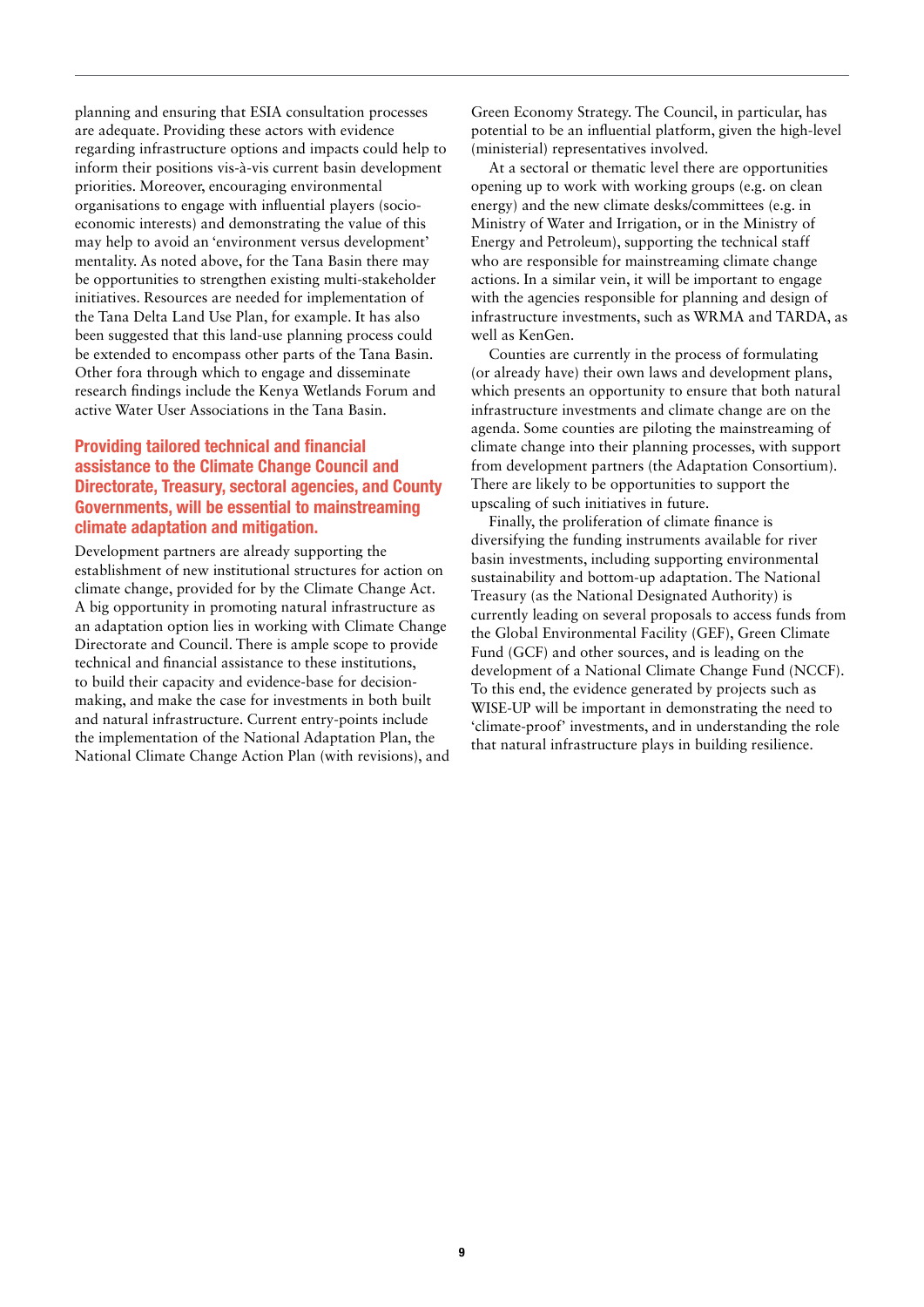planning and ensuring that ESIA consultation processes are adequate. Providing these actors with evidence regarding infrastructure options and impacts could help to inform their positions vis-à-vis current basin development priorities. Moreover, encouraging environmental organisations to engage with influential players (socio-economic interests) and demonstrating the value of this may help to avoid an 'environment versus development' mentality. As noted above, for the Tana Basin there may be opportunities to strengthen existing multi-stakeholder initiatives. Resources are needed for implementation of the Tana Delta Land Use Plan, for example. It has also been suggested that this land-use planning process could be extended to encompass other parts of the Tana Basin. Other fora through which to engage and disseminate research findings include the Kenya Wetlands Forum and active Water User Associations in the Tana Basin.

### Providing tailored technical and financial assistance to the Climate Change Council and Directorate, Treasury, sectoral agencies, and County Governments, will be essential to mainstreaming climate adaptation and mitigation.

Development partners are already supporting the establishment of new institutional structures for action on climate change, provided for by the Climate Change Act. A big opportunity in promoting natural infrastructure as an adaptation option lies in working with Climate Change Directorate and Council. There is ample scope to provide technical and financial assistance to these institutions, to build their capacity and evidence-base for decision-making, and make the case for investments in both built and natural infrastructure. Current entry-points include the implementation of the National Adaptation Plan, the National Climate Change Action Plan (with revisions), and Green Economy Strategy. The Council, in particular, has potential to be an influential platform, given the high-level (ministerial) representatives involved.

At a sectoral or thematic level there are opportunities opening up to work with working groups (e.g. on clean energy) and the new climate desks/committees (e.g. in Ministry of Water and Irrigation, or in the Ministry of Energy and Petroleum), supporting the technical staff who are responsible for mainstreaming climate change actions. In a similar vein, it will be important to engage with the agencies responsible for planning and design of infrastructure investments, such as WRMA and TARDA, as well as KenGen.

Counties are currently in the process of formulating (or already have) their own laws and development plans, which presents an opportunity to ensure that both natural infrastructure investments and climate change are on the agenda. Some counties are piloting the mainstreaming of climate change into their planning processes, with support from development partners (the Adaptation Consortium). There are likely to be opportunities to support the upscaling of such initiatives in future.

Finally, the proliferation of climate finance is diversifying the funding instruments available for river basin investments, including supporting environmental sustainability and bottom-up adaptation. The National Treasury (as the National Designated Authority) is currently leading on several proposals to access funds from the Global Environmental Facility (GEF), Green Climate Fund (GCF) and other sources, and is leading on the development of a National Climate Change Fund (NCCF). To this end, the evidence generated by projects such as WISE-UP will be important in demonstrating the need to 'climate-proof' investments, and in understanding the role that natural infrastructure plays in building resilience.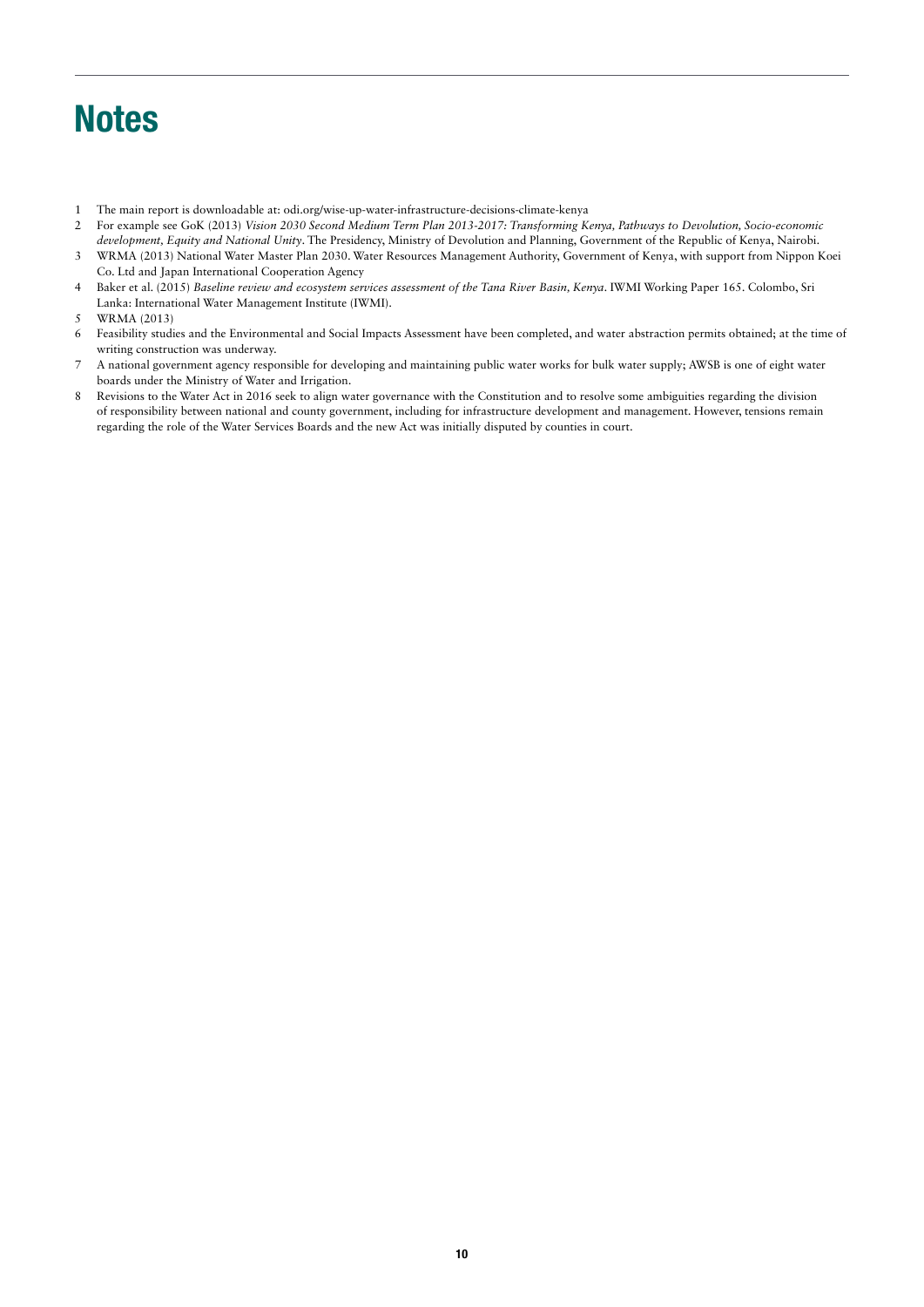# Notes

1. The main report is downloadable at: odi.org/wise-up-water-infrastructure-decisions-climate-kenya
2. For example see GoK (2013) *Vision 2030 Second Medium Term Plan 2013-2017: Transforming Kenya, Pathways to Devolution, Socio-economic development, Equity and National Unity*. The Presidency, Ministry of Devolution and Planning, Government of the Republic of Kenya, Nairobi.
3. WRMA (2013) National Water Master Plan 2030. Water Resources Management Authority, Government of Kenya, with support from Nippon Koei Co. Ltd and Japan International Cooperation Agency
4. Baker et al. (2015) *Baseline review and ecosystem services assessment of the Tana River Basin, Kenya*. IWMI Working Paper 165. Colombo, Sri Lanka: International Water Management Institute (IWMI).
5. WRMA (2013)
6. Feasibility studies and the Environmental and Social Impacts Assessment have been completed, and water abstraction permits obtained; at the time of writing construction was underway.
7. A national government agency responsible for developing and maintaining public water works for bulk water supply; AWSB is one of eight water boards under the Ministry of Water and Irrigation.
8. Revisions to the Water Act in 2016 seek to align water governance with the Constitution and to resolve some ambiguities regarding the division of responsibility between national and county government, including for infrastructure development and management. However, tensions remain regarding the role of the Water Services Boards and the new Act was initially disputed by counties in court.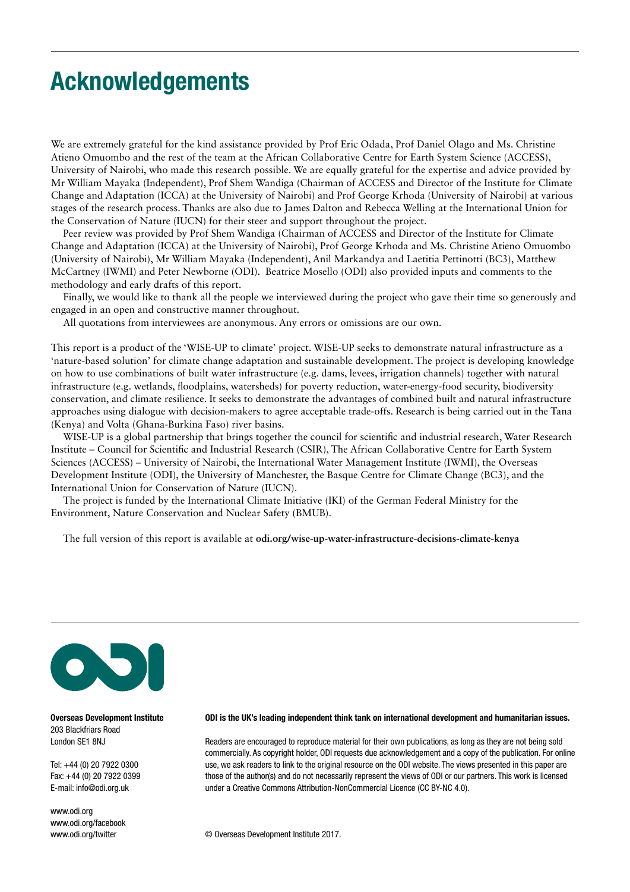# Acknowledgements

We are extremely grateful for the kind assistance provided by Prof Eric Odada, Prof Daniel Olago and Ms. Christine Atieno Omuombo and the rest of the team at the African Collaborative Centre for Earth System Science (ACCESS), University of Nairobi, who made this research possible. We are equally grateful for the expertise and advice provided by Mr William Mayaka (Independent), Prof Shem Wandiga (Chairman of ACCESS and Director of the Institute for Climate Change and Adaptation (ICCA) at the University of Nairobi) and Prof George Krhoda (University of Nairobi) at various stages of the research process. Thanks are also due to James Dalton and Rebecca Welling at the International Union for the Conservation of Nature (IUCN) for their steer and support throughout the project.

Peer review was provided by Prof Shem Wandiga (Chairman of ACCESS and Director of the Institute for Climate Change and Adaptation (ICCA) at the University of Nairobi), Prof George Krhoda and Ms. Christine Atieno Omuombo (University of Nairobi), Mr William Mayaka (Independent), Anil Markandya and Laetitia Pettinotti (BC3), Matthew McCartney (IWMI) and Peter Newborne (ODI). Beatrice Mosello (ODI) also provided inputs and comments to the methodology and early drafts of this report.

Finally, we would like to thank all the people we interviewed during the project who gave their time so generously and engaged in an open and constructive manner throughout.

All quotations from interviewees are anonymous. Any errors or omissions are our own.

This report is a product of the 'WISE-UP to climate' project. WISE-UP seeks to demonstrate natural infrastructure as a 'nature-based solution' for climate change adaptation and sustainable development. The project is developing knowledge on how to use combinations of built water infrastructure (e.g. dams, levees, irrigation channels) together with natural infrastructure (e.g. wetlands, floodplains, watersheds) for poverty reduction, water-energy-food security, biodiversity conservation, and climate resilience. It seeks to demonstrate the advantages of combined built and natural infrastructure approaches using dialogue with decision-makers to agree acceptable trade-offs. Research is being carried out in the Tana (Kenya) and Volta (Ghana-Burkina Faso) river basins.

WISE-UP is a global partnership that brings together the council for scientific and industrial research, Water Research Institute – Council for Scientific and Industrial Research (CSIR), The African Collaborative Centre for Earth System Sciences (ACCESS) – University of Nairobi, the International Water Management Institute (IWMI), the Overseas Development Institute (ODI), the University of Manchester, the Basque Centre for Climate Change (BC3), and the International Union for Conservation of Nature (IUCN).

The project is funded by the International Climate Initiative (IKI) of the German Federal Ministry for the Environment, Nature Conservation and Nuclear Safety (BMUB).

The full version of this report is available at **odi.org/wise-up-water-infrastructure-decisions-climate-kenya**

**Overseas Development Institute**
203 Blackfriars Road
London SE1 8NJ

Tel: +44 (0) 20 7922 0300
Fax: +44 (0) 20 7922 0399
E-mail: info@odi.org.uk

www.odi.org
www.odi.org/facebook
www.odi.org/twitter

**ODI is the UK's leading independent think tank on international development and humanitarian issues.**

Readers are encouraged to reproduce material for their own publications, as long as they are not being sold commercially. As copyright holder, ODI requests due acknowledgement and a copy of the publication. For online use, we ask readers to link to the original resource on the ODI website. The views presented in this paper are those of the author(s) and do not necessarily represent the views of ODI or our partners. This work is licensed under a Creative Commons Attribution-NonCommercial Licence (CC BY-NC 4.0).

© Overseas Development Institute 2017.